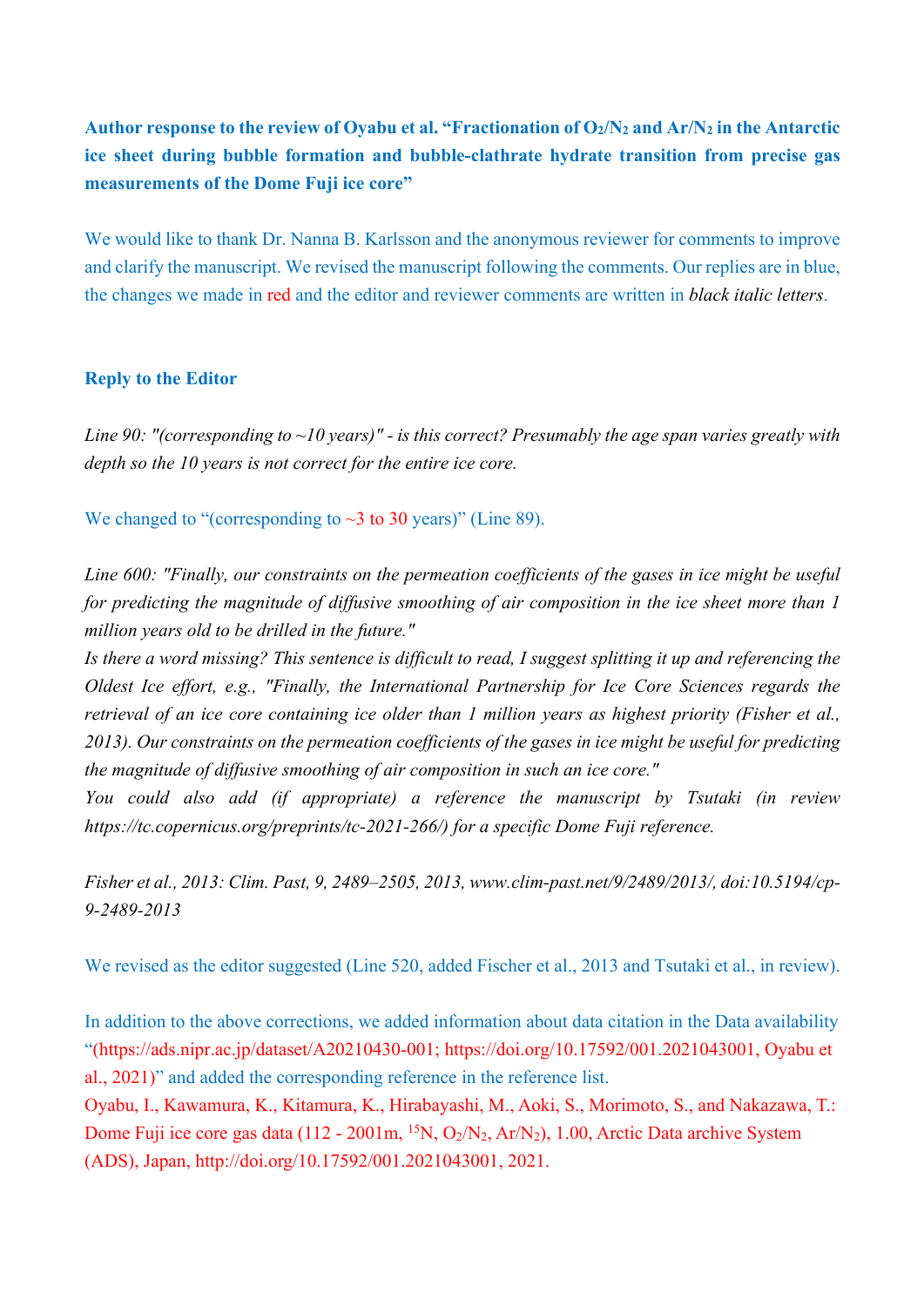**Author response to the review of Oyabu et al. "Fractionation of $O_2/N_2$ and $Ar/N_2$ in the Antarctic ice sheet during bubble formation and bubble-clathrate hydrate transition from precise gas measurements of the Dome Fuji ice core"**

We would like to thank Dr. Nanna B. Karlsson and the anonymous reviewer for comments to improve and clarify the manuscript. We revised the manuscript following the comments. Our replies are in blue, the changes we made in red and the editor and reviewer comments are written in *black italic letters*.

## Reply to the Editor

*Line 90: "(corresponding to ~10 years)" - is this correct? Presumably the age span varies greatly with depth so the 10 years is not correct for the entire ice core.*

We changed to "(corresponding to ~3 to 30 years)" (Line 89).

*Line 600: "Finally, our constraints on the permeation coefficients of the gases in ice might be useful for predicting the magnitude of diffusive smoothing of air composition in the ice sheet more than 1 million years old to be drilled in the future."*
*Is there a word missing? This sentence is difficult to read, I suggest splitting it up and referencing the Oldest Ice effort, e.g., "Finally, the International Partnership for Ice Core Sciences regards the retrieval of an ice core containing ice older than 1 million years as highest priority (Fisher et al., 2013). Our constraints on the permeation coefficients of the gases in ice might be useful for predicting the magnitude of diffusive smoothing of air composition in such an ice core."*
*You could also add (if appropriate) a reference the manuscript by Tsutaki (in review https://tc.copernicus.org/preprints/tc-2021-266/) for a specific Dome Fuji reference.*

*Fisher et al., 2013: Clim. Past, 9, 2489–2505, 2013, www.clim-past.net/9/2489/2013/, doi:10.5194/cp-9-2489-2013*

We revised as the editor suggested (Line 520, added Fischer et al., 2013 and Tsutaki et al., in review).

In addition to the above corrections, we added information about data citation in the Data availability "(https://ads.nipr.ac.jp/dataset/A20210430-001; https://doi.org/10.17592/001.2021043001, Oyabu et al., 2021)" and added the corresponding reference in the reference list.
Oyabu, I., Kawamura, K., Kitamura, K., Hirabayashi, M., Aoki, S., Morimoto, S., and Nakazawa, T.: Dome Fuji ice core gas data (112 - 2001m, $^{15}N$, $O_2/N_2$, $Ar/N_2$), 1.00, Arctic Data archive System (ADS), Japan, http://doi.org/10.17592/001.2021043001, 2021.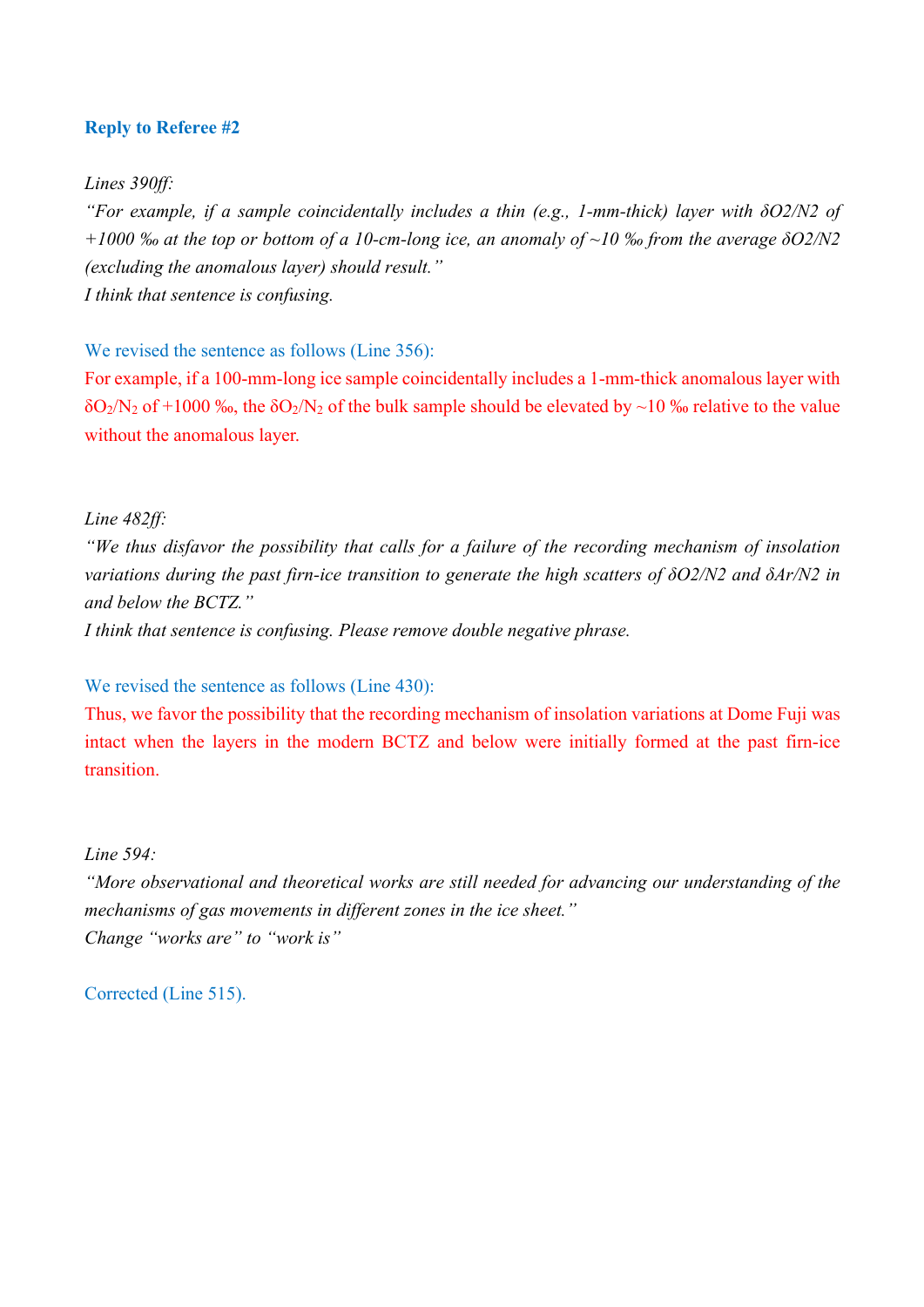## Reply to Referee #2

*Lines 390ff:*

*"For example, if a sample coincidentally includes a thin (e.g., 1-mm-thick) layer with δO2/N2 of +1000 ‰ at the top or bottom of a 10-cm-long ice, an anomaly of ~10 ‰ from the average δO2/N2 (excluding the anomalous layer) should result."*

*I think that sentence is confusing.*

We revised the sentence as follows (Line 356):

For example, if a 100-mm-long ice sample coincidentally includes a 1-mm-thick anomalous layer with $\delta O_2/N_2$ of +1000 ‰, the $\delta O_2/N_2$ of the bulk sample should be elevated by ~10 ‰ relative to the value without the anomalous layer.

*Line 482ff:*

*"We thus disfavor the possibility that calls for a failure of the recording mechanism of insolation variations during the past firn-ice transition to generate the high scatters of δO2/N2 and δAr/N2 in and below the BCTZ."*

*I think that sentence is confusing. Please remove double negative phrase.*

We revised the sentence as follows (Line 430):

Thus, we favor the possibility that the recording mechanism of insolation variations at Dome Fuji was intact when the layers in the modern BCTZ and below were initially formed at the past firn-ice transition.

*Line 594:*

*"More observational and theoretical works are still needed for advancing our understanding of the mechanisms of gas movements in different zones in the ice sheet."*

*Change "works are" to "work is"*

Corrected (Line 515).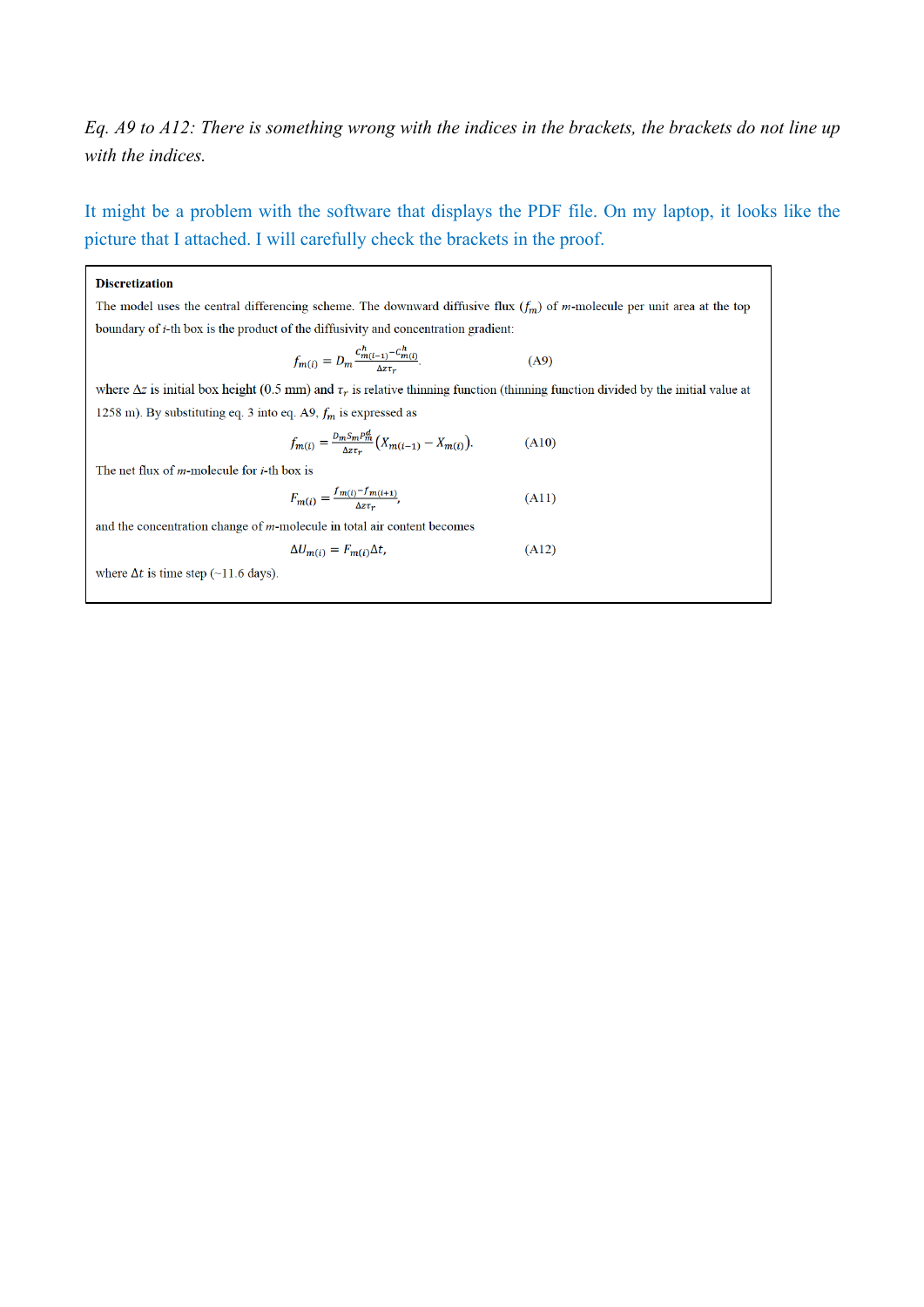*Eq. A9 to A12: There is something wrong with the indices in the brackets, the brackets do not line up with the indices.*

It might be a problem with the software that displays the PDF file. On my laptop, it looks like the picture that I attached. I will carefully check the brackets in the proof.

**Discretization**

The model uses the central differencing scheme. The downward diffusive flux ($f_m$) of $m$-molecule per unit area at the top boundary of $i$-th box is the product of the diffusivity and concentration gradient:

$$f_{m(i)} = D_m \frac{c^h_{m(i-1)} - c^h_{m(i)}}{\Delta z \tau_r}. \qquad \text{(A9)}$$

where $\Delta z$ is initial box height (0.5 mm) and $\tau_r$ is relative thinning function (thinning function divided by the initial value at 1258 m). By substituting eq. 3 into eq. A9, $f_m$ is expressed as

$$f_{m(i)} = \frac{D_m s_m p^d_m}{\Delta z \tau_r}\left(X_{m(i-1)} - X_{m(i)}\right). \qquad \text{(A10)}$$

The net flux of $m$-molecule for $i$-th box is

$$F_{m(i)} = \frac{f_{m(i)} - f_{m(i+1)}}{\Delta z \tau_r}, \qquad \text{(A11)}$$

and the concentration change of $m$-molecule in total air content becomes

$$\Delta U_{m(i)} = F_{m(i)} \Delta t, \qquad \text{(A12)}$$

where $\Delta t$ is time step (~11.6 days).